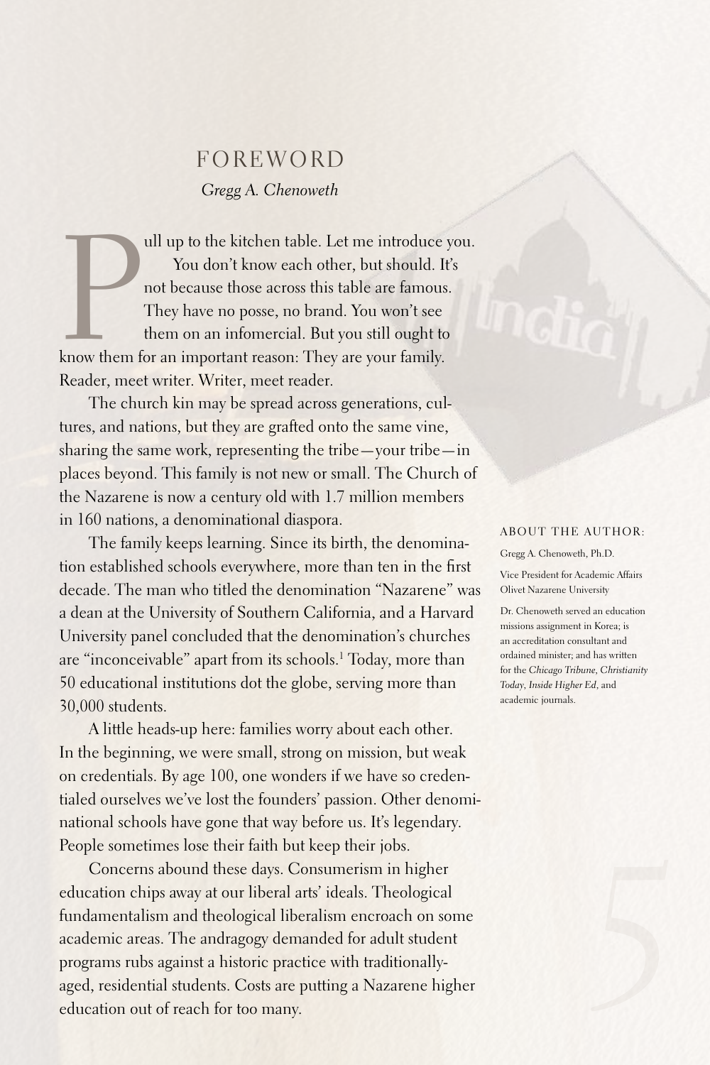# FOREWORD

*Gregg A. Chenoweth*

Pull up to the kitchen table. Let me introduce you. You don't know each other, but should. It's not because those across this table are famous. They have no posse, no brand. You won't see them on an infomercial. But you still ought to know them for an important reason: They are your family. Reader, meet writer. Writer, meet reader.

The church kin may be spread across generations, cultures, and nations, but they are grafted onto the same vine, sharing the same work, representing the tribe—your tribe—in places beyond. This family is not new or small. The Church of the Nazarene is now a century old with 1.7 million members in 160 nations, a denominational diaspora.

The family keeps learning. Since its birth, the denomination established schools everywhere, more than ten in the first decade. The man who titled the denomination "Nazarene" was a dean at the University of Southern California, and a Harvard University panel concluded that the denomination's churches are "inconceivable" apart from its schools.[1] Today, more than 50 educational institutions dot the globe, serving more than 30,000 students.

A little heads-up here: families worry about each other. In the beginning, we were small, strong on mission, but weak on credentials. By age 100, one wonders if we have so credentialed ourselves we've lost the founders' passion. Other denominational schools have gone that way before us. It's legendary. People sometimes lose their faith but keep their jobs.

Concerns abound these days. Consumerism in higher education chips away at our liberal arts' ideals. Theological fundamentalism and theological liberalism encroach on some academic areas. The andragogy demanded for adult student programs rubs against a historic practice with traditionally-aged, residential students. Costs are putting a Nazarene higher education out of reach for too many.

ABOUT THE AUTHOR:

Gregg A. Chenoweth, Ph.D.

Vice President for Academic Affairs
Olivet Nazarene University

Dr. Chenoweth served an education missions assignment in Korea; is an accreditation consultant and ordained minister; and has written for the *Chicago Tribune*, *Christianity Today*, *Inside Higher Ed*, and academic journals.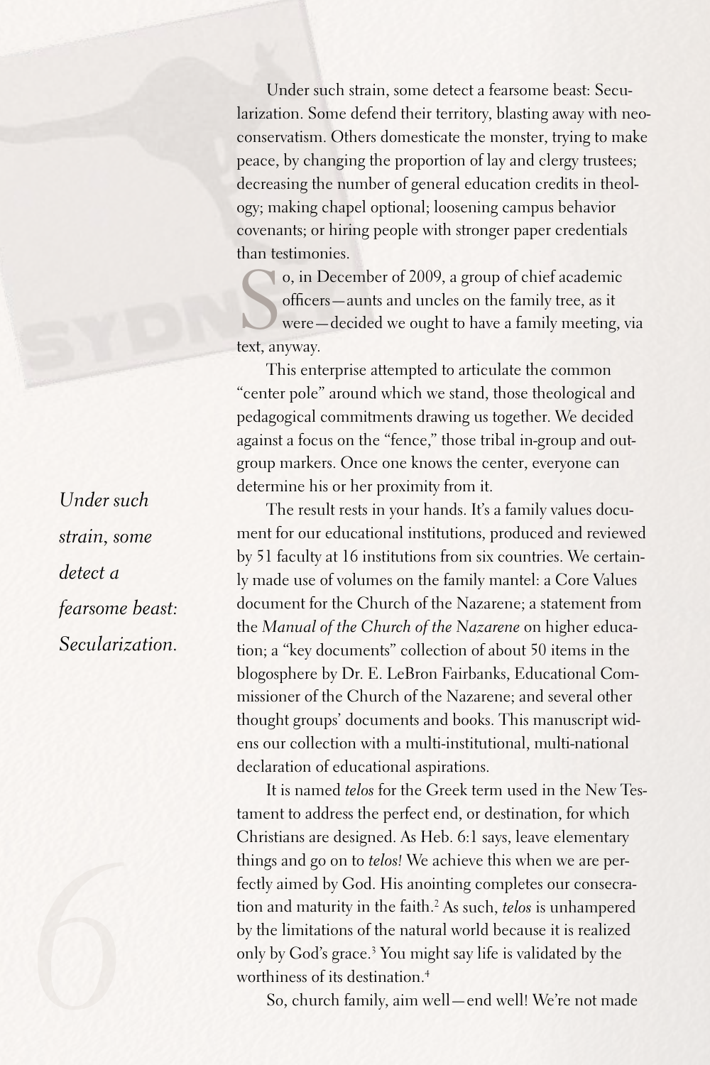Under such strain, some detect a fearsome beast: Secularization. Some defend their territory, blasting away with neoconservatism. Others domesticate the monster, trying to make peace, by changing the proportion of lay and clergy trustees; decreasing the number of general education credits in theology; making chapel optional; loosening campus behavior covenants; or hiring people with stronger paper credentials than testimonies.

So, in December of 2009, a group of chief academic officers—aunts and uncles on the family tree, as it were—decided we ought to have a family meeting, via text, anyway.

This enterprise attempted to articulate the common "center pole" around which we stand, those theological and pedagogical commitments drawing us together. We decided against a focus on the "fence," those tribal in-group and out-group markers. Once one knows the center, everyone can determine his or her proximity from it.

*Under such strain, some detect a fearsome beast: Secularization.*

The result rests in your hands. It's a family values document for our educational institutions, produced and reviewed by 51 faculty at 16 institutions from six countries. We certainly made use of volumes on the family mantel: a Core Values document for the Church of the Nazarene; a statement from the *Manual of the Church of the Nazarene* on higher education; a "key documents" collection of about 50 items in the blogosphere by Dr. E. LeBron Fairbanks, Educational Commissioner of the Church of the Nazarene; and several other thought groups' documents and books. This manuscript widens our collection with a multi-institutional, multi-national declaration of educational aspirations.

It is named *telos* for the Greek term used in the New Testament to address the perfect end, or destination, for which Christians are designed. As Heb. 6:1 says, leave elementary things and go on to *telos!* We achieve this when we are perfectly aimed by God. His anointing completes our consecration and maturity in the faith.[2] As such, *telos* is unhampered by the limitations of the natural world because it is realized only by God's grace.[3] You might say life is validated by the worthiness of its destination.[4]

So, church family, aim well—end well! We're not made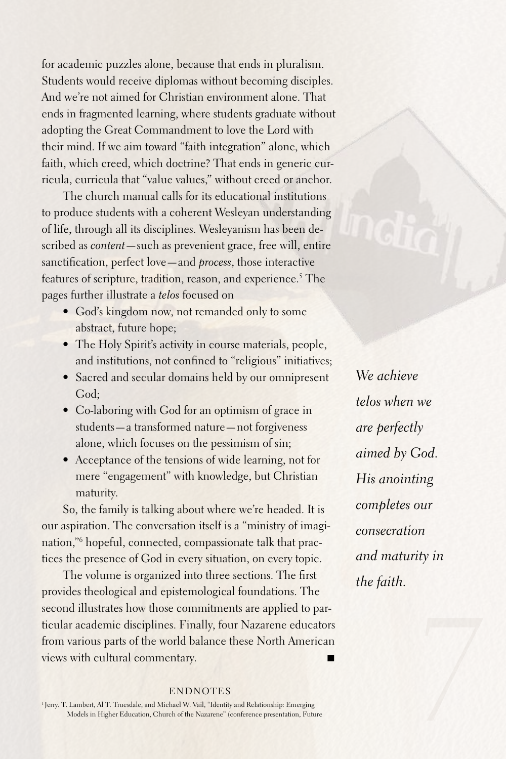for academic puzzles alone, because that ends in pluralism. Students would receive diplomas without becoming disciples. And we're not aimed for Christian environment alone. That ends in fragmented learning, where students graduate without adopting the Great Commandment to love the Lord with their mind. If we aim toward "faith integration" alone, which faith, which creed, which doctrine? That ends in generic curricula, curricula that "value values," without creed or anchor.

The church manual calls for its educational institutions to produce students with a coherent Wesleyan understanding of life, through all its disciplines. Wesleyanism has been described as *content*—such as prevenient grace, free will, entire sanctification, perfect love—and *process*, those interactive features of scripture, tradition, reason, and experience.[5] The pages further illustrate a *telos* focused on

- God's kingdom now, not remanded only to some abstract, future hope;
- The Holy Spirit's activity in course materials, people, and institutions, not confined to "religious" initiatives;
- Sacred and secular domains held by our omnipresent God;
- Co-laboring with God for an optimism of grace in students—a transformed nature—not forgiveness alone, which focuses on the pessimism of sin;
- Acceptance of the tensions of wide learning, not for mere "engagement" with knowledge, but Christian maturity.

So, the family is talking about where we're headed. It is our aspiration. The conversation itself is a "ministry of imagination,"[6] hopeful, connected, compassionate talk that practices the presence of God in every situation, on every topic.

The volume is organized into three sections. The first provides theological and epistemological foundations. The second illustrates how those commitments are applied to particular academic disciplines. Finally, four Nazarene educators from various parts of the world balance these North American views with cultural commentary. ■

*We achieve telos when we are perfectly aimed by God. His anointing completes our consecration and maturity in the faith.*

ENDNOTES

[1] Jerry. T. Lambert, Al T. Truesdale, and Michael W. Vail, "Identity and Relationship: Emerging Models in Higher Education, Church of the Nazarene" (conference presentation, Future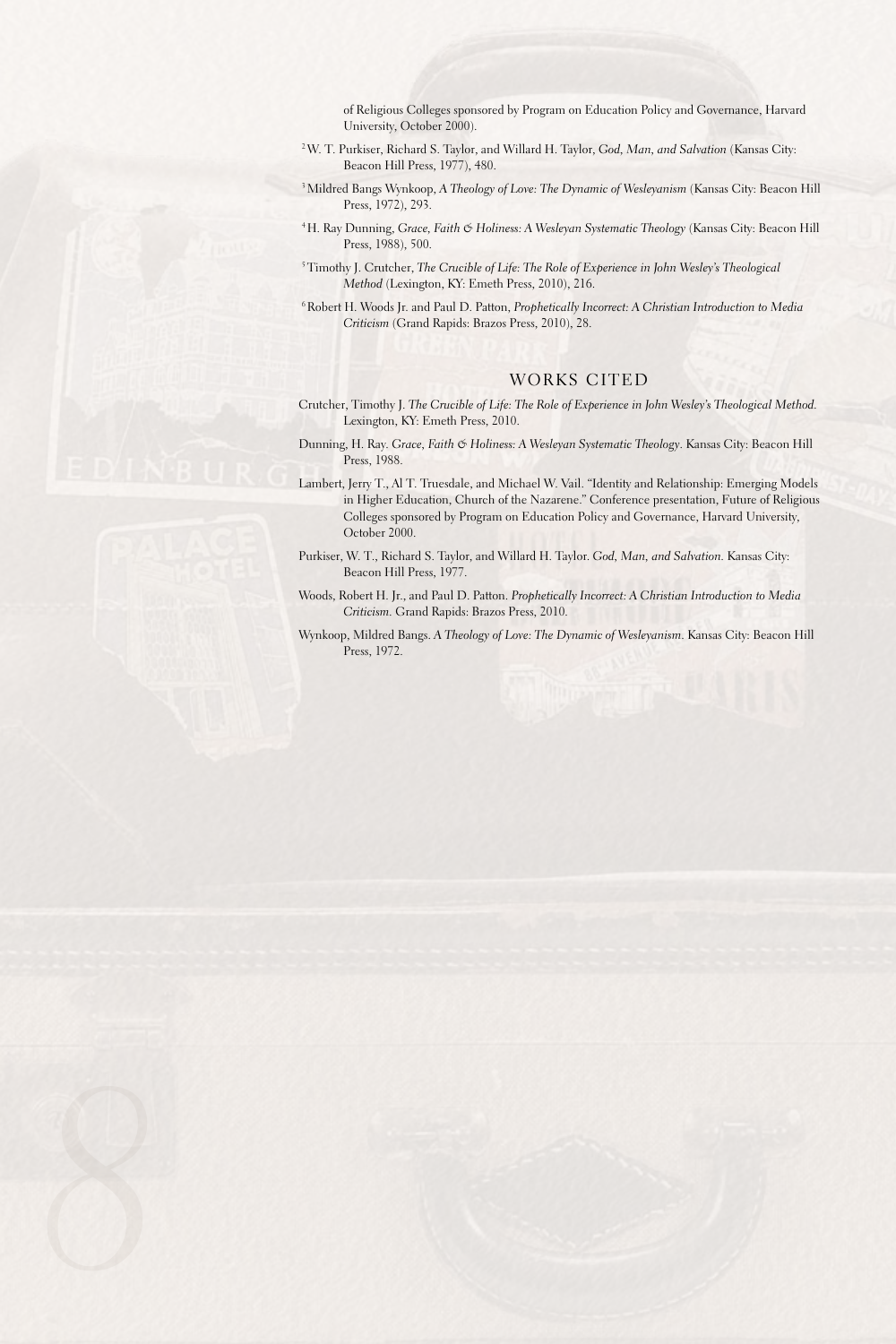of Religious Colleges sponsored by Program on Education Policy and Governance, Harvard University, October 2000).

[2] W. T. Purkiser, Richard S. Taylor, and Willard H. Taylor, *God, Man, and Salvation* (Kansas City: Beacon Hill Press, 1977), 480.

[3] Mildred Bangs Wynkoop, *A Theology of Love: The Dynamic of Wesleyanism* (Kansas City: Beacon Hill Press, 1972), 293.

[4] H. Ray Dunning, *Grace, Faith & Holiness: A Wesleyan Systematic Theology* (Kansas City: Beacon Hill Press, 1988), 500.

[5] Timothy J. Crutcher, *The Crucible of Life: The Role of Experience in John Wesley's Theological Method* (Lexington, KY: Emeth Press, 2010), 216.

[6] Robert H. Woods Jr. and Paul D. Patton, *Prophetically Incorrect: A Christian Introduction to Media Criticism* (Grand Rapids: Brazos Press, 2010), 28.

## WORKS CITED

Crutcher, Timothy J. *The Crucible of Life: The Role of Experience in John Wesley's Theological Method*. Lexington, KY: Emeth Press, 2010.

Dunning, H. Ray. *Grace, Faith & Holiness: A Wesleyan Systematic Theology*. Kansas City: Beacon Hill Press, 1988.

Lambert, Jerry T., Al T. Truesdale, and Michael W. Vail. "Identity and Relationship: Emerging Models in Higher Education, Church of the Nazarene." Conference presentation, Future of Religious Colleges sponsored by Program on Education Policy and Governance, Harvard University, October 2000.

Purkiser, W. T., Richard S. Taylor, and Willard H. Taylor. *God, Man, and Salvation*. Kansas City: Beacon Hill Press, 1977.

Woods, Robert H. Jr., and Paul D. Patton. *Prophetically Incorrect: A Christian Introduction to Media Criticism*. Grand Rapids: Brazos Press, 2010.

Wynkoop, Mildred Bangs. *A Theology of Love: The Dynamic of Wesleyanism*. Kansas City: Beacon Hill Press, 1972.